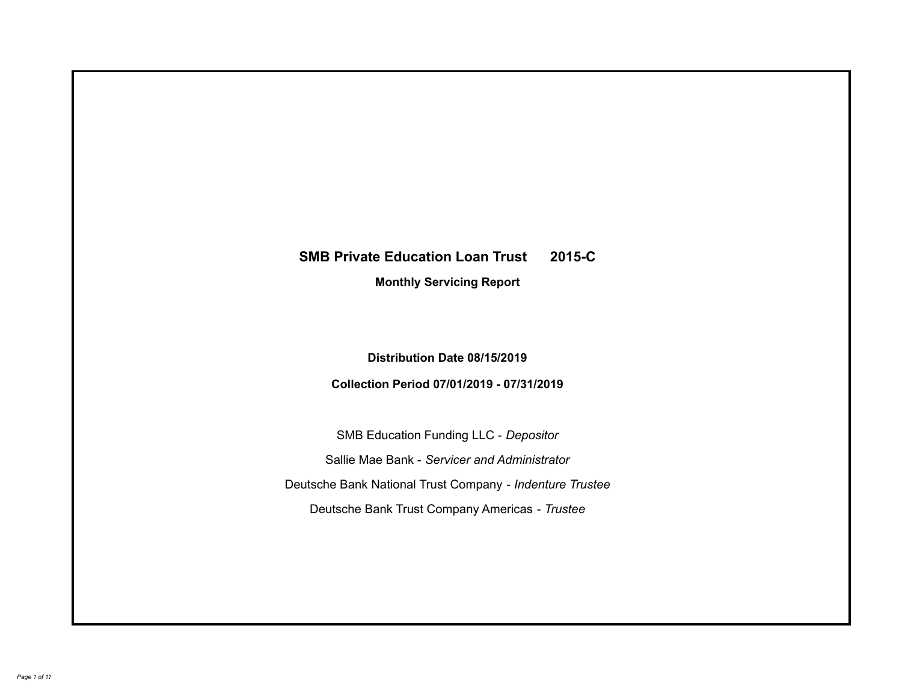# SMB Private Education Loan Trust 2015-C

**Monthly Servicing Report**

**Distribution Date 08/15/2019**

**Collection Period 07/01/2019 - 07/31/2019**

SMB Education Funding LLC - *Depositor*

Sallie Mae Bank - *Servicer and Administrator*

Deutsche Bank National Trust Company - *Indenture Trustee*

Deutsche Bank Trust Company Americas - *Trustee*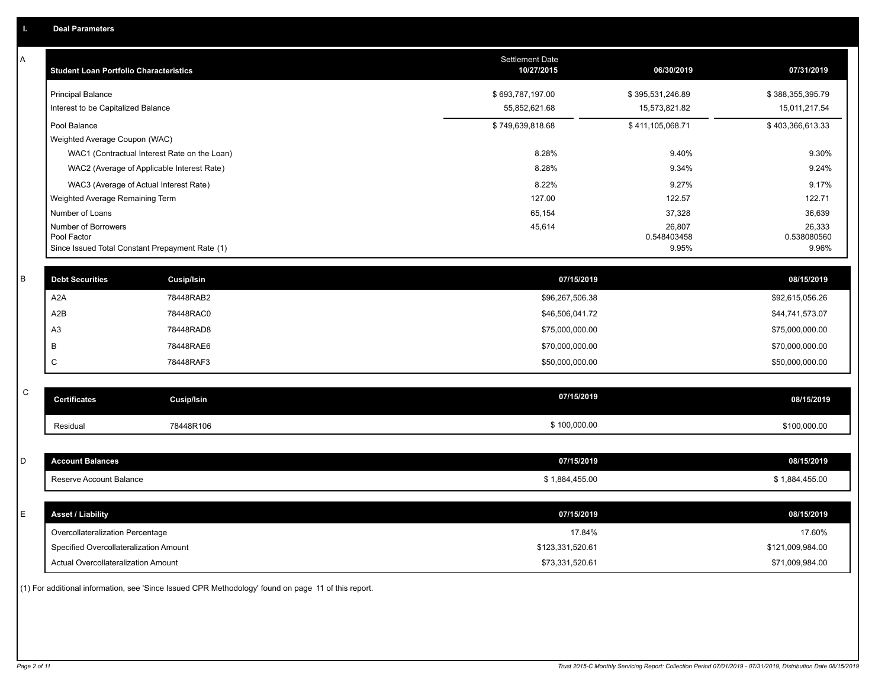## I. Deal Parameters

### A

| Student Loan Portfolio Characteristics | Settlement Date 10/27/2015 | 06/30/2019 | 07/31/2019 |
|---|---|---|---|
| Principal Balance | $ 693,787,197.00 | $ 395,531,246.89 | $ 388,355,395.79 |
| Interest to be Capitalized Balance | 55,852,621.68 | 15,573,821.82 | 15,011,217.54 |
| Pool Balance | $ 749,639,818.68 | $ 411,105,068.71 | $ 403,366,613.33 |
| Weighted Average Coupon (WAC) | | | |
| WAC1 (Contractual Interest Rate on the Loan) | 8.28% | 9.40% | 9.30% |
| WAC2 (Average of Applicable Interest Rate) | 8.28% | 9.34% | 9.24% |
| WAC3 (Average of Actual Interest Rate) | 8.22% | 9.27% | 9.17% |
| Weighted Average Remaining Term | 127.00 | 122.57 | 122.71 |
| Number of Loans | 65,154 | 37,328 | 36,639 |
| Number of Borrowers | 45,614 | 26,807 | 26,333 |
| Pool Factor | | 0.548403458 | 0.538080560 |
| Since Issued Total Constant Prepayment Rate (1) | | 9.95% | 9.96% |

### B

| Debt Securities | Cusip/Isin | 07/15/2019 | 08/15/2019 |
|---|---|---|---|
| A2A | 78448RAB2 | $96,267,506.38 | $92,615,056.26 |
| A2B | 78448RAC0 | $46,506,041.72 | $44,741,573.07 |
| A3 | 78448RAD8 | $75,000,000.00 | $75,000,000.00 |
| B | 78448RAE6 | $70,000,000.00 | $70,000,000.00 |
| C | 78448RAF3 | $50,000,000.00 | $50,000,000.00 |

### C

| Certificates | Cusip/Isin | 07/15/2019 | 08/15/2019 |
|---|---|---|---|
| Residual | 78448R106 | $ 100,000.00 | $100,000.00 |

### D

| Account Balances | 07/15/2019 | 08/15/2019 |
|---|---|---|
| Reserve Account Balance | $ 1,884,455.00 | $ 1,884,455.00 |

### E

| Asset / Liability | 07/15/2019 | 08/15/2019 |
|---|---|---|
| Overcollateralization Percentage | 17.84% | 17.60% |
| Specified Overcollateralization Amount | $123,331,520.61 | $121,009,984.00 |
| Actual Overcollateralization Amount | $73,331,520.61 | $71,009,984.00 |

(1) For additional information, see 'Since Issued CPR Methodology' found on page 11 of this report.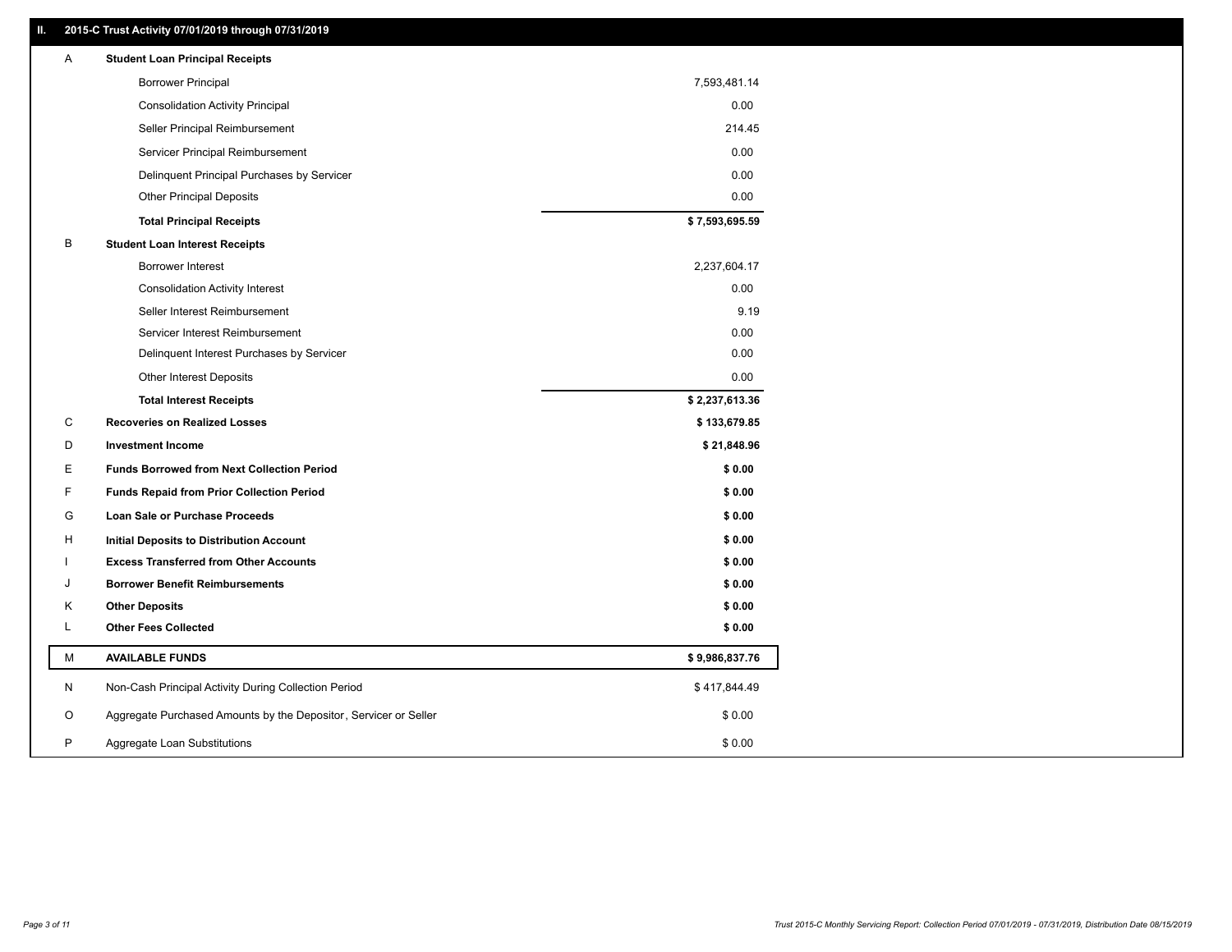## II. 2015-C Trust Activity 07/01/2019 through 07/31/2019

| | | |
|---|---|---|
| A | **Student Loan Principal Receipts** | |
| | Borrower Principal | 7,593,481.14 |
| | Consolidation Activity Principal | 0.00 |
| | Seller Principal Reimbursement | 214.45 |
| | Servicer Principal Reimbursement | 0.00 |
| | Delinquent Principal Purchases by Servicer | 0.00 |
| | Other Principal Deposits | 0.00 |
| | **Total Principal Receipts** | **$ 7,593,695.59** |
| B | **Student Loan Interest Receipts** | |
| | Borrower Interest | 2,237,604.17 |
| | Consolidation Activity Interest | 0.00 |
| | Seller Interest Reimbursement | 9.19 |
| | Servicer Interest Reimbursement | 0.00 |
| | Delinquent Interest Purchases by Servicer | 0.00 |
| | Other Interest Deposits | 0.00 |
| | **Total Interest Receipts** | **$ 2,237,613.36** |
| C | **Recoveries on Realized Losses** | **$ 133,679.85** |
| D | **Investment Income** | **$ 21,848.96** |
| E | **Funds Borrowed from Next Collection Period** | **$ 0.00** |
| F | **Funds Repaid from Prior Collection Period** | **$ 0.00** |
| G | **Loan Sale or Purchase Proceeds** | **$ 0.00** |
| H | **Initial Deposits to Distribution Account** | **$ 0.00** |
| I | **Excess Transferred from Other Accounts** | **$ 0.00** |
| J | **Borrower Benefit Reimbursements** | **$ 0.00** |
| K | **Other Deposits** | **$ 0.00** |
| L | **Other Fees Collected** | **$ 0.00** |
| M | **AVAILABLE FUNDS** | **$ 9,986,837.76** |
| N | Non-Cash Principal Activity During Collection Period | $ 417,844.49 |
| O | Aggregate Purchased Amounts by the Depositor, Servicer or Seller | $ 0.00 |
| P | Aggregate Loan Substitutions | $ 0.00 |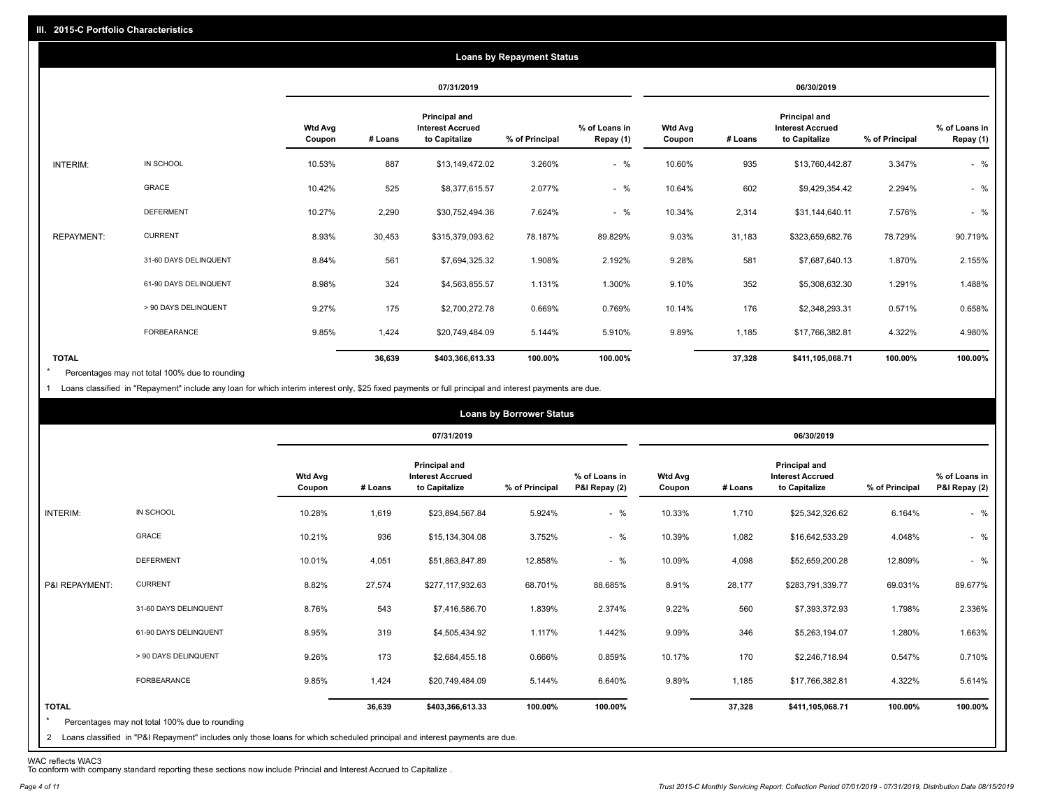## III. 2015-C Portfolio Characteristics

### Loans by Repayment Status

| | | 07/31/2019 | | | | | 06/30/2019 | | | | |
|---|---|---|---|---|---|---|---|---|---|---|---|
| | | Wtd Avg Coupon | # Loans | Principal and Interest Accrued to Capitalize | % of Principal | % of Loans in Repay (1) | Wtd Avg Coupon | # Loans | Principal and Interest Accrued to Capitalize | % of Principal | % of Loans in Repay (1) |
| INTERIM: | IN SCHOOL | 10.53% | 887 | $13,149,472.02 | 3.260% | - % | 10.60% | 935 | $13,760,442.87 | 3.347% | - % |
| | GRACE | 10.42% | 525 | $8,377,615.57 | 2.077% | - % | 10.64% | 602 | $9,429,354.42 | 2.294% | - % |
| | DEFERMENT | 10.27% | 2,290 | $30,752,494.36 | 7.624% | - % | 10.34% | 2,314 | $31,144,640.11 | 7.576% | - % |
| REPAYMENT: | CURRENT | 8.93% | 30,453 | $315,379,093.62 | 78.187% | 89.829% | 9.03% | 31,183 | $323,659,682.76 | 78.729% | 90.719% |
| | 31-60 DAYS DELINQUENT | 8.84% | 561 | $7,694,325.32 | 1.908% | 2.192% | 9.28% | 581 | $7,687,640.13 | 1.870% | 2.155% |
| | 61-90 DAYS DELINQUENT | 8.98% | 324 | $4,563,855.57 | 1.131% | 1.300% | 9.10% | 352 | $5,308,632.30 | 1.291% | 1.488% |
| | > 90 DAYS DELINQUENT | 9.27% | 175 | $2,700,272.78 | 0.669% | 0.769% | 10.14% | 176 | $2,348,293.31 | 0.571% | 0.658% |
| | FORBEARANCE | 9.85% | 1,424 | $20,749,484.09 | 5.144% | 5.910% | 9.89% | 1,185 | $17,766,382.81 | 4.322% | 4.980% |
| TOTAL | | | 36,639 | $403,366,613.33 | 100.00% | 100.00% | | 37,328 | $411,105,068.71 | 100.00% | 100.00% |

\* Percentages may not total 100% due to rounding

1 Loans classified in "Repayment" include any loan for which interim interest only, $25 fixed payments or full principal and interest payments are due.

### Loans by Borrower Status

| | | 07/31/2019 | | | | | 06/30/2019 | | | | |
|---|---|---|---|---|---|---|---|---|---|---|---|
| | | Wtd Avg Coupon | # Loans | Principal and Interest Accrued to Capitalize | % of Principal | % of Loans in P&I Repay (2) | Wtd Avg Coupon | # Loans | Principal and Interest Accrued to Capitalize | % of Principal | % of Loans in P&I Repay (2) |
| INTERIM: | IN SCHOOL | 10.28% | 1,619 | $23,894,567.84 | 5.924% | - % | 10.33% | 1,710 | $25,342,326.62 | 6.164% | - % |
| | GRACE | 10.21% | 936 | $15,134,304.08 | 3.752% | - % | 10.39% | 1,082 | $16,642,533.29 | 4.048% | - % |
| | DEFERMENT | 10.01% | 4,051 | $51,863,847.89 | 12.858% | - % | 10.09% | 4,098 | $52,659,200.28 | 12.809% | - % |
| P&I REPAYMENT: | CURRENT | 8.82% | 27,574 | $277,117,932.63 | 68.701% | 88.685% | 8.91% | 28,177 | $283,791,339.77 | 69.031% | 89.677% |
| | 31-60 DAYS DELINQUENT | 8.76% | 543 | $7,416,586.70 | 1.839% | 2.374% | 9.22% | 560 | $7,393,372.93 | 1.798% | 2.336% |
| | 61-90 DAYS DELINQUENT | 8.95% | 319 | $4,505,434.92 | 1.117% | 1.442% | 9.09% | 346 | $5,263,194.07 | 1.280% | 1.663% |
| | > 90 DAYS DELINQUENT | 9.26% | 173 | $2,684,455.18 | 0.666% | 0.859% | 10.17% | 170 | $2,246,718.94 | 0.547% | 0.710% |
| | FORBEARANCE | 9.85% | 1,424 | $20,749,484.09 | 5.144% | 6.640% | 9.89% | 1,185 | $17,766,382.81 | 4.322% | 5.614% |
| TOTAL | | | 36,639 | $403,366,613.33 | 100.00% | 100.00% | | 37,328 | $411,105,068.71 | 100.00% | 100.00% |

\* Percentages may not total 100% due to rounding

2 Loans classified in "P&I Repayment" includes only those loans for which scheduled principal and interest payments are due.

WAC reflects WAC3

To conform with company standard reporting these sections now include Princial and Interest Accrued to Capitalize .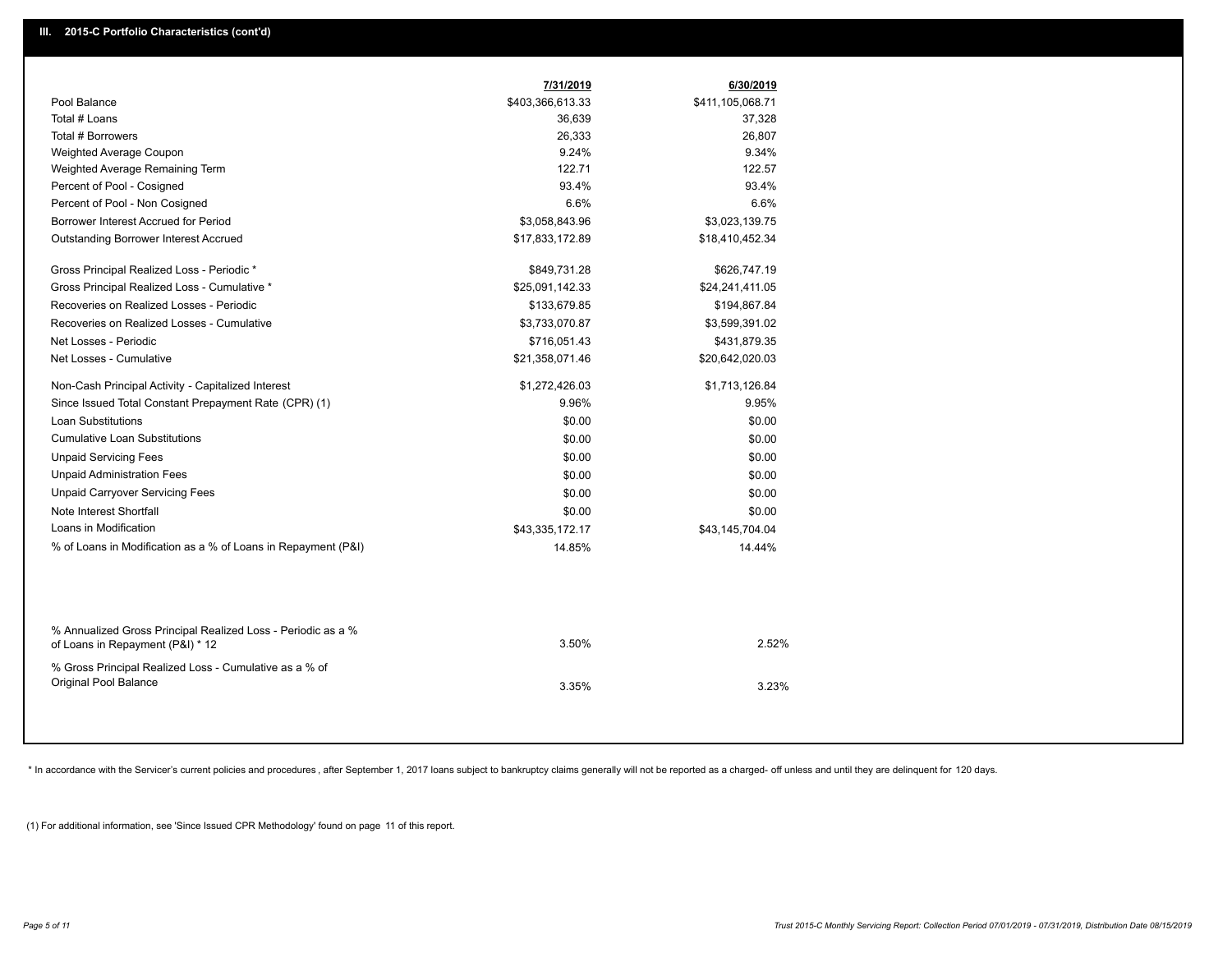### III. 2015-C Portfolio Characteristics (cont'd)

| | 7/31/2019 | 6/30/2019 |
|---|---|---|
| Pool Balance | $403,366,613.33 | $411,105,068.71 |
| Total # Loans | 36,639 | 37,328 |
| Total # Borrowers | 26,333 | 26,807 |
| Weighted Average Coupon | 9.24% | 9.34% |
| Weighted Average Remaining Term | 122.71 | 122.57 |
| Percent of Pool - Cosigned | 93.4% | 93.4% |
| Percent of Pool - Non Cosigned | 6.6% | 6.6% |
| Borrower Interest Accrued for Period | $3,058,843.96 | $3,023,139.75 |
| Outstanding Borrower Interest Accrued | $17,833,172.89 | $18,410,452.34 |
| Gross Principal Realized Loss - Periodic * | $849,731.28 | $626,747.19 |
| Gross Principal Realized Loss - Cumulative * | $25,091,142.33 | $24,241,411.05 |
| Recoveries on Realized Losses - Periodic | $133,679.85 | $194,867.84 |
| Recoveries on Realized Losses - Cumulative | $3,733,070.87 | $3,599,391.02 |
| Net Losses - Periodic | $716,051.43 | $431,879.35 |
| Net Losses - Cumulative | $21,358,071.46 | $20,642,020.03 |
| Non-Cash Principal Activity - Capitalized Interest | $1,272,426.03 | $1,713,126.84 |
| Since Issued Total Constant Prepayment Rate (CPR) (1) | 9.96% | 9.95% |
| Loan Substitutions | $0.00 | $0.00 |
| Cumulative Loan Substitutions | $0.00 | $0.00 |
| Unpaid Servicing Fees | $0.00 | $0.00 |
| Unpaid Administration Fees | $0.00 | $0.00 |
| Unpaid Carryover Servicing Fees | $0.00 | $0.00 |
| Note Interest Shortfall | $0.00 | $0.00 |
| Loans in Modification | $43,335,172.17 | $43,145,704.04 |
| % of Loans in Modification as a % of Loans in Repayment (P&I) | 14.85% | 14.44% |
| % Annualized Gross Principal Realized Loss - Periodic as a % of Loans in Repayment (P&I) * 12 | 3.50% | 2.52% |
| % Gross Principal Realized Loss - Cumulative as a % of Original Pool Balance | 3.35% | 3.23% |

* In accordance with the Servicer's current policies and procedures , after September 1, 2017 loans subject to bankruptcy claims generally will not be reported as a charged- off unless and until they are delinquent for 120 days.

(1) For additional information, see 'Since Issued CPR Methodology' found on page 11 of this report.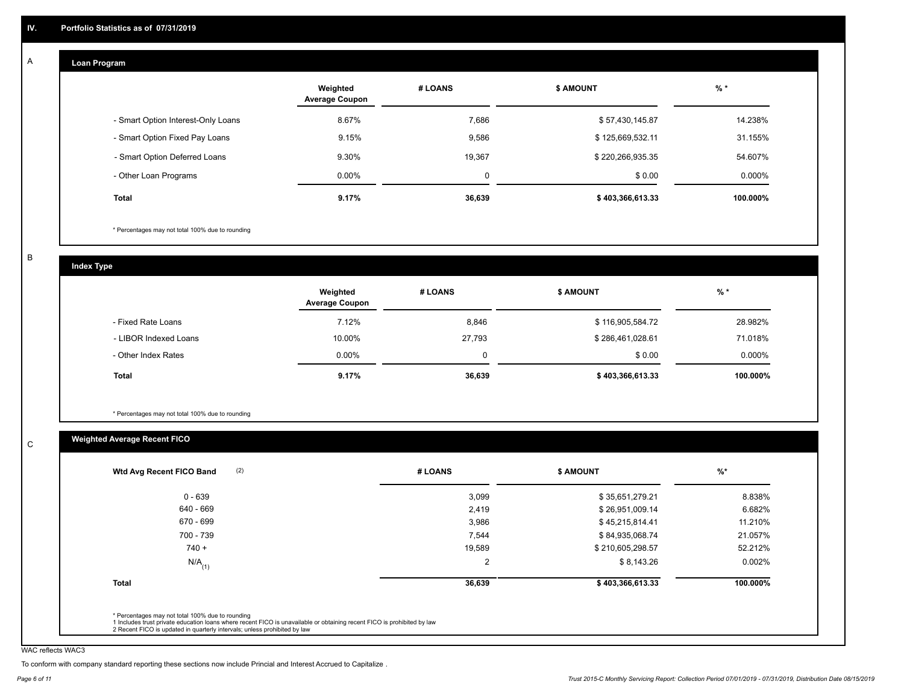# IV. Portfolio Statistics as of 07/31/2019

## A Loan Program

| | Weighted Average Coupon | # LOANS | $ AMOUNT | % * |
|---|---|---|---|---|
| - Smart Option Interest-Only Loans | 8.67% | 7,686 | $ 57,430,145.87 | 14.238% |
| - Smart Option Fixed Pay Loans | 9.15% | 9,586 | $ 125,669,532.11 | 31.155% |
| - Smart Option Deferred Loans | 9.30% | 19,367 | $ 220,266,935.35 | 54.607% |
| - Other Loan Programs | 0.00% | 0 | $ 0.00 | 0.000% |
| **Total** | **9.17%** | **36,639** | **$ 403,366,613.33** | **100.000%** |

* Percentages may not total 100% due to rounding

## B Index Type

| | Weighted Average Coupon | # LOANS | $ AMOUNT | % * |
|---|---|---|---|---|
| - Fixed Rate Loans | 7.12% | 8,846 | $ 116,905,584.72 | 28.982% |
| - LIBOR Indexed Loans | 10.00% | 27,793 | $ 286,461,028.61 | 71.018% |
| - Other Index Rates | 0.00% | 0 | $ 0.00 | 0.000% |
| **Total** | **9.17%** | **36,639** | **$ 403,366,613.33** | **100.000%** |

* Percentages may not total 100% due to rounding

## C Weighted Average Recent FICO

| Wtd Avg Recent FICO Band (2) | # LOANS | $ AMOUNT | %* |
|---|---|---|---|
| 0 - 639 | 3,099 | $ 35,651,279.21 | 8.838% |
| 640 - 669 | 2,419 | $ 26,951,009.14 | 6.682% |
| 670 - 699 | 3,986 | $ 45,215,814.41 | 11.210% |
| 700 - 739 | 7,544 | $ 84,935,068.74 | 21.057% |
| 740 + | 19,589 | $ 210,605,298.57 | 52.212% |
| N/A (1) | 2 | $ 8,143.26 | 0.002% |
| **Total** | **36,639** | **$ 403,366,613.33** | **100.000%** |

* Percentages may not total 100% due to rounding
1 Includes trust private education loans where recent FICO is unavailable or obtaining recent FICO is prohibited by law
2 Recent FICO is updated in quarterly intervals; unless prohibited by law

WAC reflects WAC3

To conform with company standard reporting these sections now include Princial and Interest Accrued to Capitalize .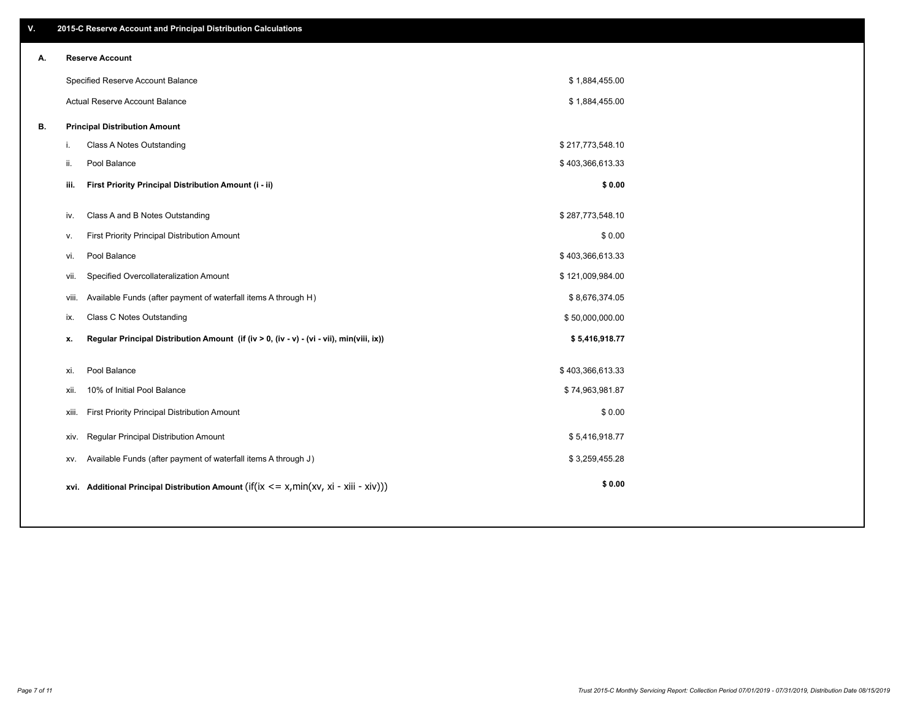## V. 2015-C Reserve Account and Principal Distribution Calculations

| | | |
|---|---|---|
| **A.** | **Reserve Account** | |
| | Specified Reserve Account Balance | $ 1,884,455.00 |
| | Actual Reserve Account Balance | $ 1,884,455.00 |
| **B.** | **Principal Distribution Amount** | |
| i. | Class A Notes Outstanding | $ 217,773,548.10 |
| ii. | Pool Balance | $ 403,366,613.33 |
| **iii.** | **First Priority Principal Distribution Amount (i - ii)** | **$ 0.00** |
| iv. | Class A and B Notes Outstanding | $ 287,773,548.10 |
| v. | First Priority Principal Distribution Amount | $ 0.00 |
| vi. | Pool Balance | $ 403,366,613.33 |
| vii. | Specified Overcollateralization Amount | $ 121,009,984.00 |
| viii. | Available Funds (after payment of waterfall items A through H) | $ 8,676,374.05 |
| ix. | Class C Notes Outstanding | $ 50,000,000.00 |
| **x.** | **Regular Principal Distribution Amount (if (iv > 0, (iv - v) - (vi - vii), min(viii, ix))** | **$ 5,416,918.77** |
| xi. | Pool Balance | $ 403,366,613.33 |
| xii. | 10% of Initial Pool Balance | $ 74,963,981.87 |
| xiii. | First Priority Principal Distribution Amount | $ 0.00 |
| xiv. | Regular Principal Distribution Amount | $ 5,416,918.77 |
| xv. | Available Funds (after payment of waterfall items A through J) | $ 3,259,455.28 |
| **xvi.** | **Additional Principal Distribution Amount** (if(ix <= x,min(xv, xi - xiii - xiv))) | **$ 0.00** |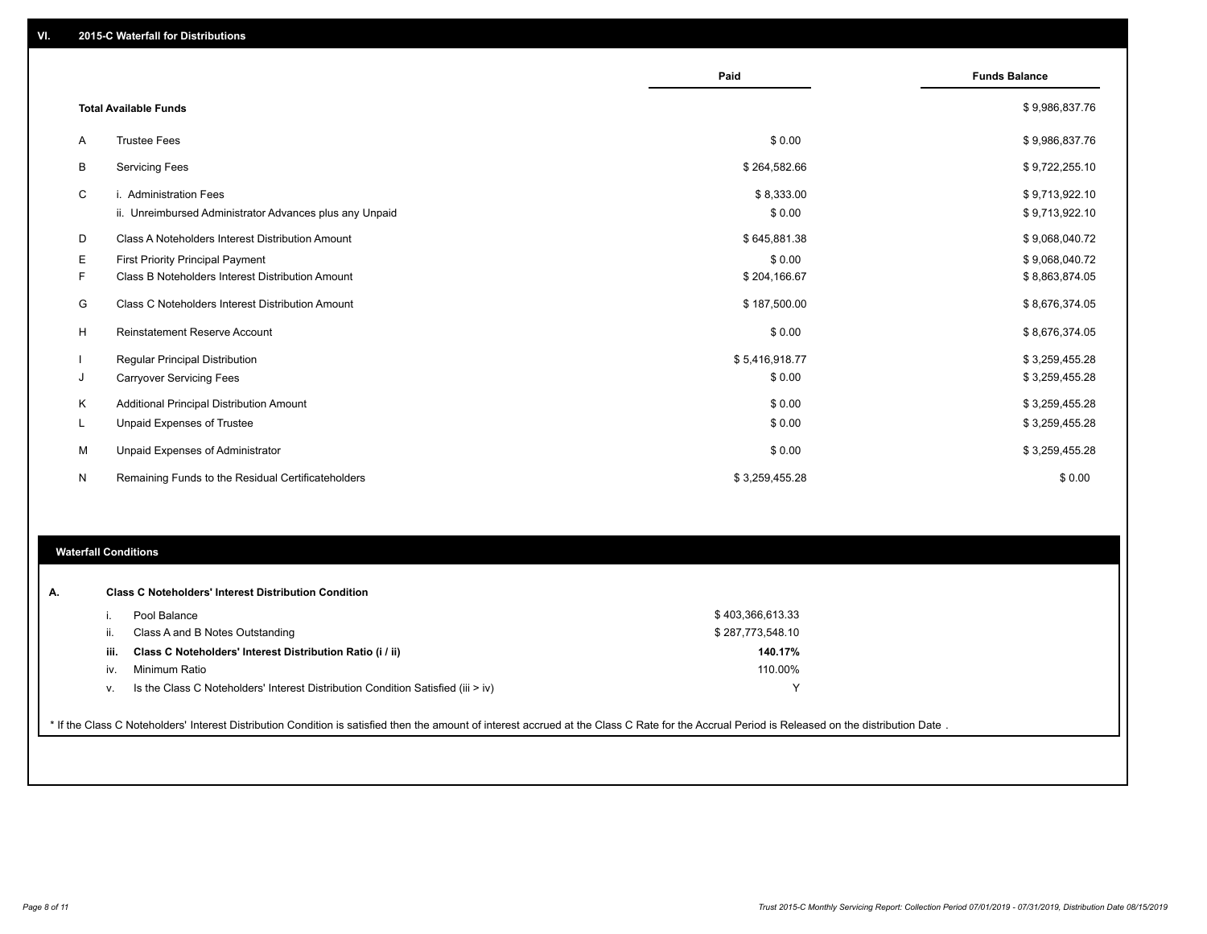## VI. 2015-C Waterfall for Distributions

| | | Paid | Funds Balance |
|---|---|---|---|
| | **Total Available Funds** | | $ 9,986,837.76 |
| A | Trustee Fees | $ 0.00 | $ 9,986,837.76 |
| B | Servicing Fees | $ 264,582.66 | $ 9,722,255.10 |
| C | i. Administration Fees | $ 8,333.00 | $ 9,713,922.10 |
| | ii. Unreimbursed Administrator Advances plus any Unpaid | $ 0.00 | $ 9,713,922.10 |
| D | Class A Noteholders Interest Distribution Amount | $ 645,881.38 | $ 9,068,040.72 |
| E | First Priority Principal Payment | $ 0.00 | $ 9,068,040.72 |
| F | Class B Noteholders Interest Distribution Amount | $ 204,166.67 | $ 8,863,874.05 |
| G | Class C Noteholders Interest Distribution Amount | $ 187,500.00 | $ 8,676,374.05 |
| H | Reinstatement Reserve Account | $ 0.00 | $ 8,676,374.05 |
| I | Regular Principal Distribution | $ 5,416,918.77 | $ 3,259,455.28 |
| J | Carryover Servicing Fees | $ 0.00 | $ 3,259,455.28 |
| K | Additional Principal Distribution Amount | $ 0.00 | $ 3,259,455.28 |
| L | Unpaid Expenses of Trustee | $ 0.00 | $ 3,259,455.28 |
| M | Unpaid Expenses of Administrator | $ 0.00 | $ 3,259,455.28 |
| N | Remaining Funds to the Residual Certificateholders | $ 3,259,455.28 | $ 0.00 |

### Waterfall Conditions

| | | | |
|---|---|---|---|
| **A.** | | **Class C Noteholders' Interest Distribution Condition** | |
| | i. | Pool Balance | $ 403,366,613.33 |
| | ii. | Class A and B Notes Outstanding | $ 287,773,548.10 |
| | **iii.** | **Class C Noteholders' Interest Distribution Ratio (i / ii)** | **140.17%** |
| | iv. | Minimum Ratio | 110.00% |
| | v. | Is the Class C Noteholders' Interest Distribution Condition Satisfied (iii > iv) | Y |

* If the Class C Noteholders' Interest Distribution Condition is satisfied then the amount of interest accrued at the Class C Rate for the Accrual Period is Released on the distribution Date .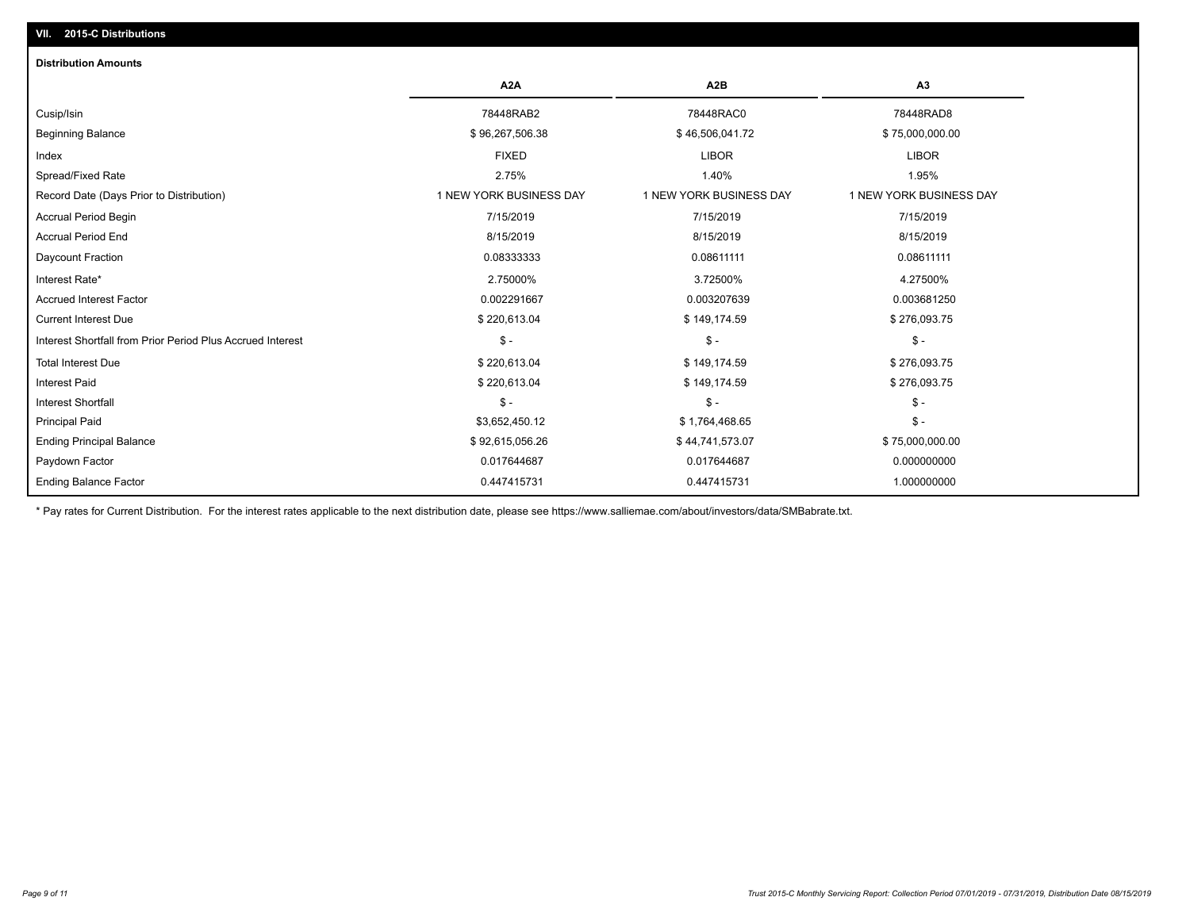## VII. 2015-C Distributions

### Distribution Amounts

| | A2A | A2B | A3 |
|---|---|---|---|
| Cusip/Isin | 78448RAB2 | 78448RAC0 | 78448RAD8 |
| Beginning Balance | $ 96,267,506.38 | $ 46,506,041.72 | $ 75,000,000.00 |
| Index | FIXED | LIBOR | LIBOR |
| Spread/Fixed Rate | 2.75% | 1.40% | 1.95% |
| Record Date (Days Prior to Distribution) | 1 NEW YORK BUSINESS DAY | 1 NEW YORK BUSINESS DAY | 1 NEW YORK BUSINESS DAY |
| Accrual Period Begin | 7/15/2019 | 7/15/2019 | 7/15/2019 |
| Accrual Period End | 8/15/2019 | 8/15/2019 | 8/15/2019 |
| Daycount Fraction | 0.08333333 | 0.08611111 | 0.08611111 |
| Interest Rate* | 2.75000% | 3.72500% | 4.27500% |
| Accrued Interest Factor | 0.002291667 | 0.003207639 | 0.003681250 |
| Current Interest Due | $ 220,613.04 | $ 149,174.59 | $ 276,093.75 |
| Interest Shortfall from Prior Period Plus Accrued Interest | $ - | $ - | $ - |
| Total Interest Due | $ 220,613.04 | $ 149,174.59 | $ 276,093.75 |
| Interest Paid | $ 220,613.04 | $ 149,174.59 | $ 276,093.75 |
| Interest Shortfall | $ - | $ - | $ - |
| Principal Paid | $3,652,450.12 | $ 1,764,468.65 | $ - |
| Ending Principal Balance | $ 92,615,056.26 | $ 44,741,573.07 | $ 75,000,000.00 |
| Paydown Factor | 0.017644687 | 0.017644687 | 0.000000000 |
| Ending Balance Factor | 0.447415731 | 0.447415731 | 1.000000000 |

* Pay rates for Current Distribution. For the interest rates applicable to the next distribution date, please see https://www.salliemae.com/about/investors/data/SMBabrate.txt.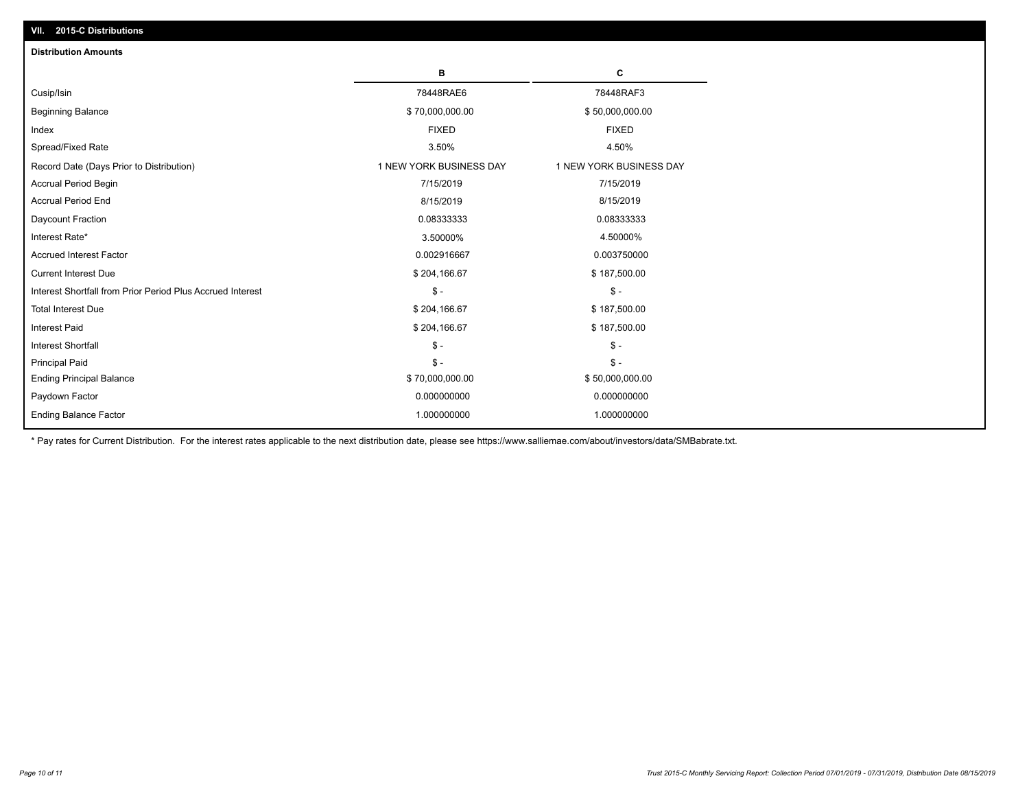## VII. 2015-C Distributions

### Distribution Amounts

| | B | C |
|---|---|---|
| Cusip/Isin | 78448RAE6 | 78448RAF3 |
| Beginning Balance | $ 70,000,000.00 | $ 50,000,000.00 |
| Index | FIXED | FIXED |
| Spread/Fixed Rate | 3.50% | 4.50% |
| Record Date (Days Prior to Distribution) | 1 NEW YORK BUSINESS DAY | 1 NEW YORK BUSINESS DAY |
| Accrual Period Begin | 7/15/2019 | 7/15/2019 |
| Accrual Period End | 8/15/2019 | 8/15/2019 |
| Daycount Fraction | 0.08333333 | 0.08333333 |
| Interest Rate* | 3.50000% | 4.50000% |
| Accrued Interest Factor | 0.002916667 | 0.003750000 |
| Current Interest Due | $ 204,166.67 | $ 187,500.00 |
| Interest Shortfall from Prior Period Plus Accrued Interest | $ - | $ - |
| Total Interest Due | $ 204,166.67 | $ 187,500.00 |
| Interest Paid | $ 204,166.67 | $ 187,500.00 |
| Interest Shortfall | $ - | $ - |
| Principal Paid | $ - | $ - |
| Ending Principal Balance | $ 70,000,000.00 | $ 50,000,000.00 |
| Paydown Factor | 0.000000000 | 0.000000000 |
| Ending Balance Factor | 1.000000000 | 1.000000000 |

* Pay rates for Current Distribution. For the interest rates applicable to the next distribution date, please see https://www.salliemae.com/about/investors/data/SMBabrate.txt.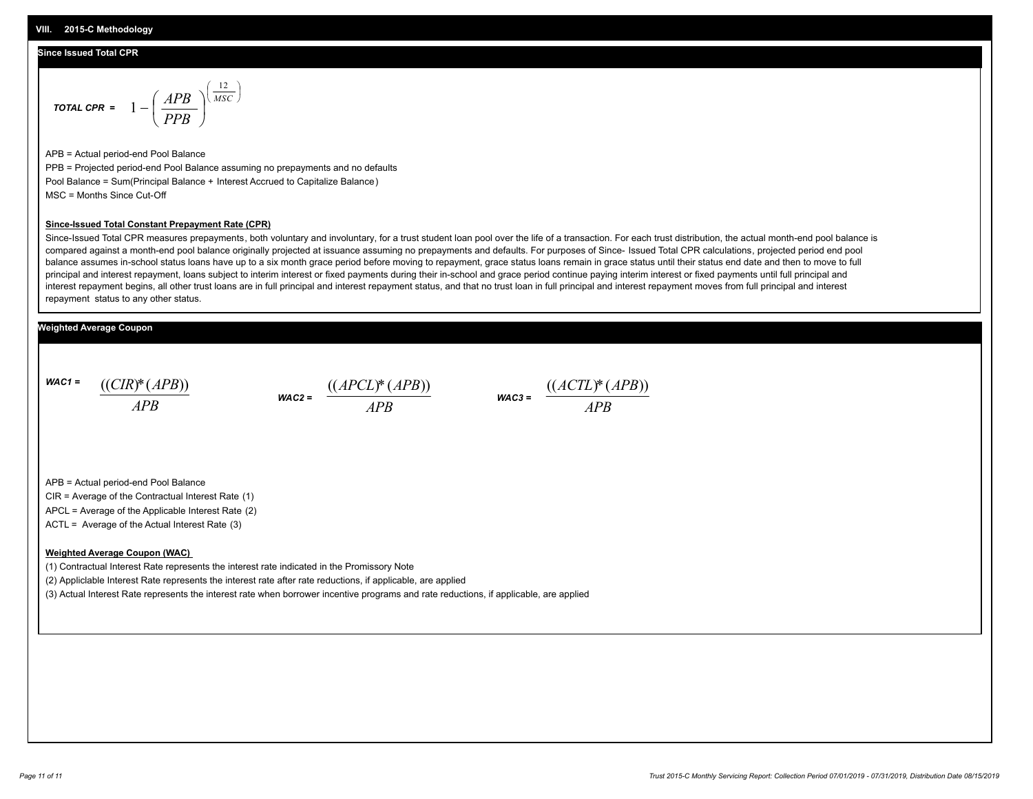## VIII. 2015-C Methodology

### Since Issued Total CPR

$$\textbf{\textit{TOTAL CPR}} = 1 - \left(\frac{APB}{PPB}\right)^{\left(\frac{12}{MSC}\right)}$$

APB = Actual period-end Pool Balance

PPB = Projected period-end Pool Balance assuming no prepayments and no defaults

Pool Balance = Sum(Principal Balance + Interest Accrued to Capitalize Balance)

MSC = Months Since Cut-Off

**Since-Issued Total Constant Prepayment Rate (CPR)**

Since-Issued Total CPR measures prepayments, both voluntary and involuntary, for a trust student loan pool over the life of a transaction. For each trust distribution, the actual month-end pool balance is compared against a month-end pool balance originally projected at issuance assuming no prepayments and defaults. For purposes of Since- Issued Total CPR calculations, projected period end pool balance assumes in-school status loans have up to a six month grace period before moving to repayment, grace status loans remain in grace status until their status end date and then to move to full principal and interest repayment, loans subject to interim interest or fixed payments during their in-school and grace period continue paying interim interest or fixed payments until full principal and interest repayment begins, all other trust loans are in full principal and interest repayment status, and that no trust loan in full principal and interest repayment moves from full principal and interest repayment status to any other status.

### Weighted Average Coupon

$$\textbf{\textit{WAC1}} = \frac{((CIR)*(APB))}{APB} \qquad \textbf{\textit{WAC2}} = \frac{((APCL)*(APB))}{APB} \qquad \textbf{\textit{WAC3}} = \frac{((ACTL)*(APB))}{APB}$$

APB = Actual period-end Pool Balance

CIR = Average of the Contractual Interest Rate (1)

APCL = Average of the Applicable Interest Rate (2)

ACTL = Average of the Actual Interest Rate (3)

**Weighted Average Coupon (WAC)**

(1) Contractual Interest Rate represents the interest rate indicated in the Promissory Note

(2) Appliclable Interest Rate represents the interest rate after rate reductions, if applicable, are applied

(3) Actual Interest Rate represents the interest rate when borrower incentive programs and rate reductions, if applicable, are applied